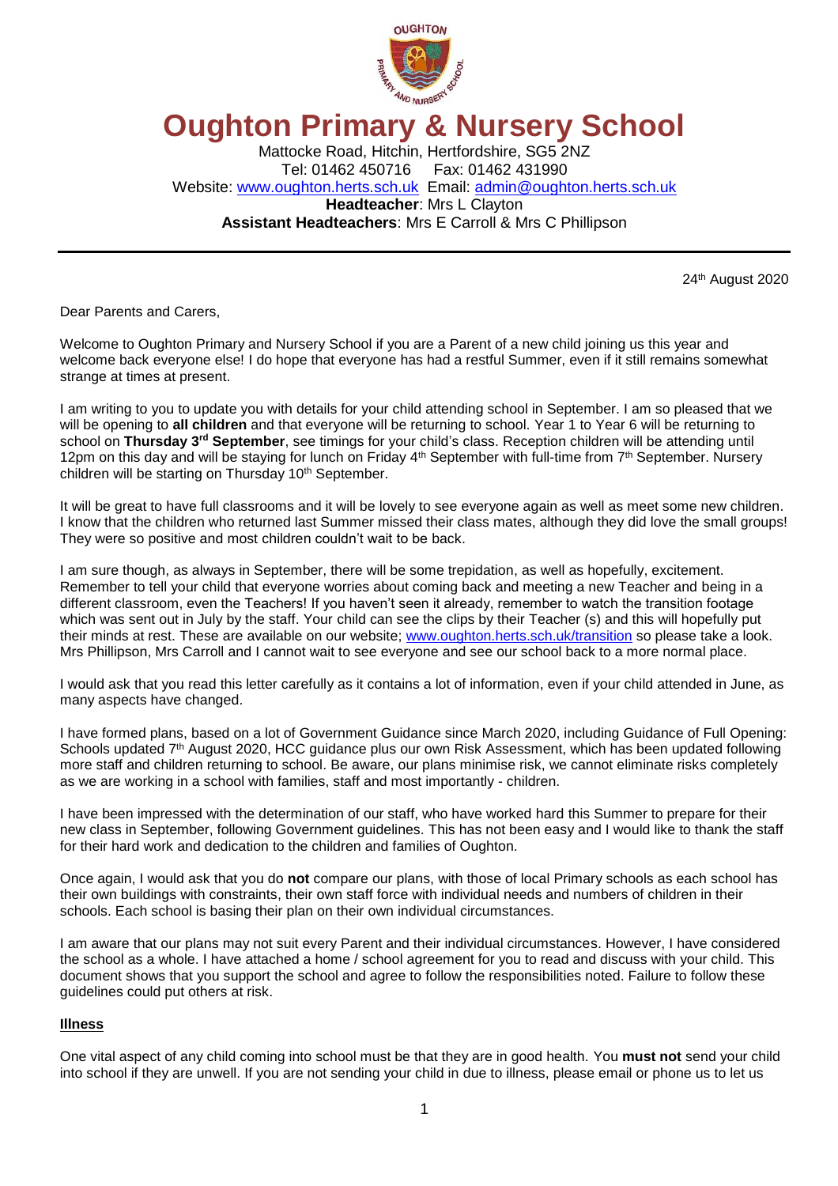# Oughton Primary & Nursery School

Mattocke Road, Hitchin, Hertfordshire, SG5 2NZ
Tel: 01462 450716 Fax: 01462 431990
Website: www.oughton.herts.sch.uk Email: admin@oughton.herts.sch.uk
**Headteacher**: Mrs L Clayton
**Assistant Headteachers**: Mrs E Carroll & Mrs C Phillipson

---

24th August 2020

Dear Parents and Carers,

Welcome to Oughton Primary and Nursery School if you are a Parent of a new child joining us this year and welcome back everyone else! I do hope that everyone has had a restful Summer, even if it still remains somewhat strange at times at present.

I am writing to you to update you with details for your child attending school in September. I am so pleased that we will be opening to **all children** and that everyone will be returning to school. Year 1 to Year 6 will be returning to school on **Thursday 3rd September**, see timings for your child's class. Reception children will be attending until 12pm on this day and will be staying for lunch on Friday 4th September with full-time from 7th September. Nursery children will be starting on Thursday 10th September.

It will be great to have full classrooms and it will be lovely to see everyone again as well as meet some new children. I know that the children who returned last Summer missed their class mates, although they did love the small groups! They were so positive and most children couldn't wait to be back.

I am sure though, as always in September, there will be some trepidation, as well as hopefully, excitement. Remember to tell your child that everyone worries about coming back and meeting a new Teacher and being in a different classroom, even the Teachers! If you haven't seen it already, remember to watch the transition footage which was sent out in July by the staff. Your child can see the clips by their Teacher (s) and this will hopefully put their minds at rest. These are available on our website; www.oughton.herts.sch.uk/transition so please take a look. Mrs Phillipson, Mrs Carroll and I cannot wait to see everyone and see our school back to a more normal place.

I would ask that you read this letter carefully as it contains a lot of information, even if your child attended in June, as many aspects have changed.

I have formed plans, based on a lot of Government Guidance since March 2020, including Guidance of Full Opening: Schools updated 7th August 2020, HCC guidance plus our own Risk Assessment, which has been updated following more staff and children returning to school. Be aware, our plans minimise risk, we cannot eliminate risks completely as we are working in a school with families, staff and most importantly - children.

I have been impressed with the determination of our staff, who have worked hard this Summer to prepare for their new class in September, following Government guidelines. This has not been easy and I would like to thank the staff for their hard work and dedication to the children and families of Oughton.

Once again, I would ask that you do **not** compare our plans, with those of local Primary schools as each school has their own buildings with constraints, their own staff force with individual needs and numbers of children in their schools. Each school is basing their plan on their own individual circumstances.

I am aware that our plans may not suit every Parent and their individual circumstances. However, I have considered the school as a whole. I have attached a home / school agreement for you to read and discuss with your child. This document shows that you support the school and agree to follow the responsibilities noted. Failure to follow these guidelines could put others at risk.

**Illness**

One vital aspect of any child coming into school must be that they are in good health. You **must not** send your child into school if they are unwell. If you are not sending your child in due to illness, please email or phone us to let us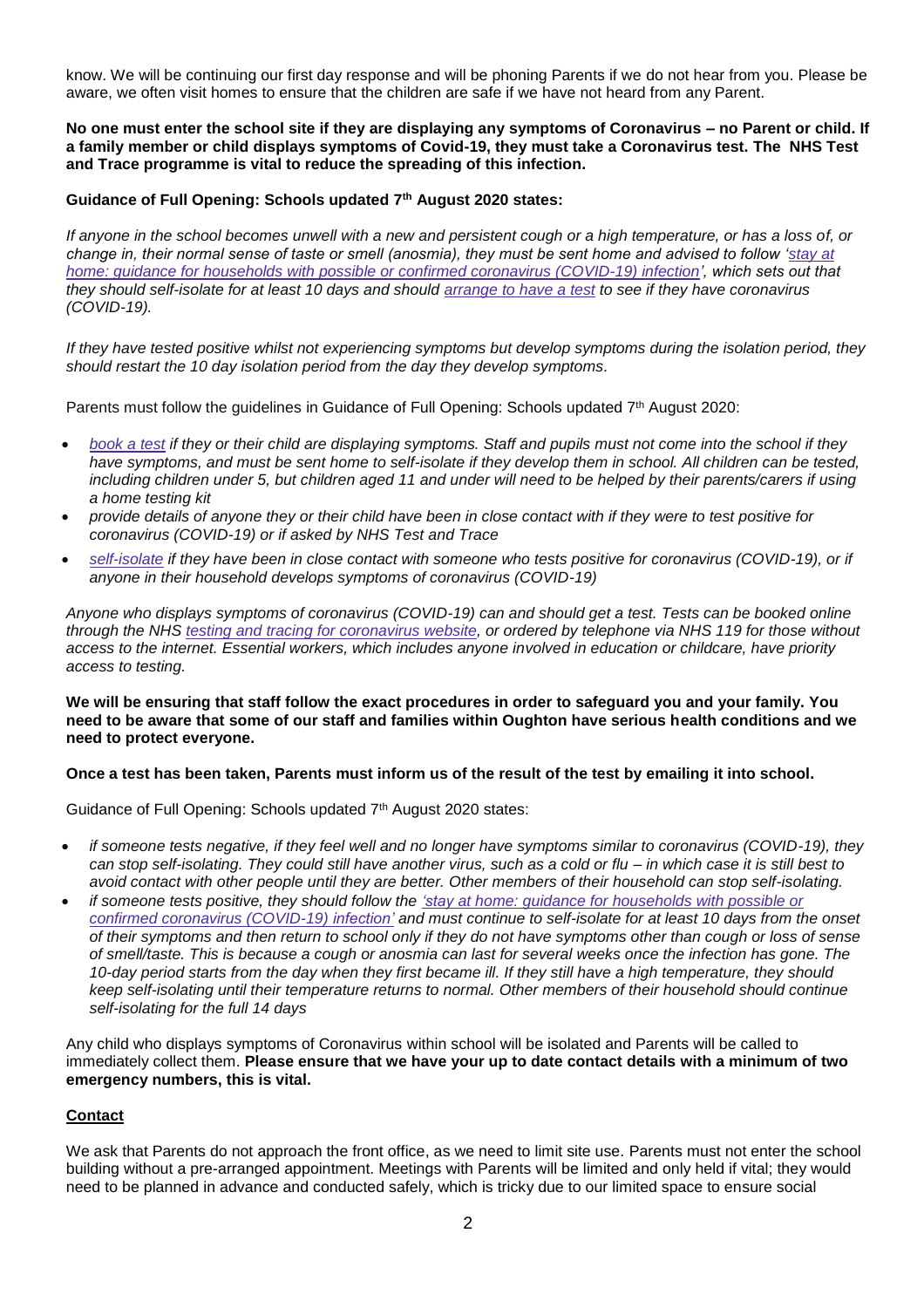know. We will be continuing our first day response and will be phoning Parents if we do not hear from you. Please be aware, we often visit homes to ensure that the children are safe if we have not heard from any Parent.

**No one must enter the school site if they are displaying any symptoms of Coronavirus – no Parent or child. If a family member or child displays symptoms of Covid-19, they must take a Coronavirus test. The NHS Test and Trace programme is vital to reduce the spreading of this infection.**

**Guidance of Full Opening: Schools updated 7th August 2020 states:**

*If anyone in the school becomes unwell with a new and persistent cough or a high temperature, or has a loss of, or change in, their normal sense of taste or smell (anosmia), they must be sent home and advised to follow '[stay at home: guidance for households with possible or confirmed coronavirus (COVID-19) infection](#)', which sets out that they should self-isolate for at least 10 days and should [arrange to have a test](#) to see if they have coronavirus (COVID-19).*

*If they have tested positive whilst not experiencing symptoms but develop symptoms during the isolation period, they should restart the 10 day isolation period from the day they develop symptoms.*

Parents must follow the guidelines in Guidance of Full Opening: Schools updated 7th August 2020:

- *[book a test](#) if they or their child are displaying symptoms. Staff and pupils must not come into the school if they have symptoms, and must be sent home to self-isolate if they develop them in school. All children can be tested, including children under 5, but children aged 11 and under will need to be helped by their parents/carers if using a home testing kit*
- *provide details of anyone they or their child have been in close contact with if they were to test positive for coronavirus (COVID-19) or if asked by NHS Test and Trace*
- *[self-isolate](#) if they have been in close contact with someone who tests positive for coronavirus (COVID-19), or if anyone in their household develops symptoms of coronavirus (COVID-19)*

*Anyone who displays symptoms of coronavirus (COVID-19) can and should get a test. Tests can be booked online through the NHS [testing and tracing for coronavirus website](#), or ordered by telephone via NHS 119 for those without access to the internet. Essential workers, which includes anyone involved in education or childcare, have priority access to testing.*

**We will be ensuring that staff follow the exact procedures in order to safeguard you and your family. You need to be aware that some of our staff and families within Oughton have serious health conditions and we need to protect everyone.**

**Once a test has been taken, Parents must inform us of the result of the test by emailing it into school.**

Guidance of Full Opening: Schools updated 7th August 2020 states:

- *if someone tests negative, if they feel well and no longer have symptoms similar to coronavirus (COVID-19), they can stop self-isolating. They could still have another virus, such as a cold or flu – in which case it is still best to avoid contact with other people until they are better. Other members of their household can stop self-isolating.*
- *if someone tests positive, they should follow the ['stay at home: guidance for households with possible or confirmed coronavirus (COVID-19) infection'](#) and must continue to self-isolate for at least 10 days from the onset of their symptoms and then return to school only if they do not have symptoms other than cough or loss of sense of smell/taste. This is because a cough or anosmia can last for several weeks once the infection has gone. The 10-day period starts from the day when they first became ill. If they still have a high temperature, they should keep self-isolating until their temperature returns to normal. Other members of their household should continue self-isolating for the full 14 days*

Any child who displays symptoms of Coronavirus within school will be isolated and Parents will be called to immediately collect them. **Please ensure that we have your up to date contact details with a minimum of two emergency numbers, this is vital.**

## Contact

We ask that Parents do not approach the front office, as we need to limit site use. Parents must not enter the school building without a pre-arranged appointment. Meetings with Parents will be limited and only held if vital; they would need to be planned in advance and conducted safely, which is tricky due to our limited space to ensure social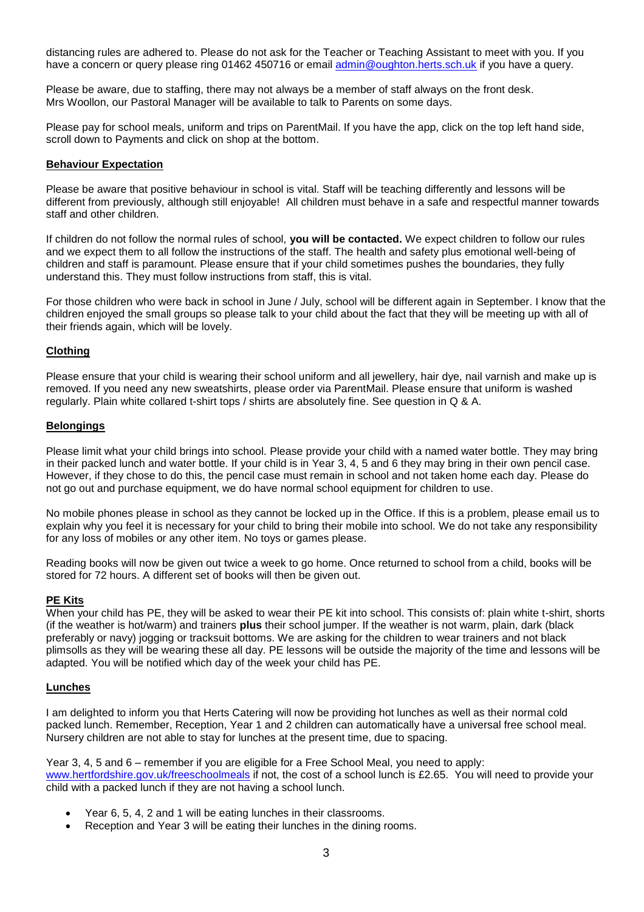distancing rules are adhered to. Please do not ask for the Teacher or Teaching Assistant to meet with you. If you have a concern or query please ring 01462 450716 or email admin@oughton.herts.sch.uk if you have a query.

Please be aware, due to staffing, there may not always be a member of staff always on the front desk. Mrs Woollon, our Pastoral Manager will be available to talk to Parents on some days.

Please pay for school meals, uniform and trips on ParentMail. If you have the app, click on the top left hand side, scroll down to Payments and click on shop at the bottom.

## Behaviour Expectation

Please be aware that positive behaviour in school is vital. Staff will be teaching differently and lessons will be different from previously, although still enjoyable! All children must behave in a safe and respectful manner towards staff and other children.

If children do not follow the normal rules of school, **you will be contacted.** We expect children to follow our rules and we expect them to all follow the instructions of the staff. The health and safety plus emotional well-being of children and staff is paramount. Please ensure that if your child sometimes pushes the boundaries, they fully understand this. They must follow instructions from staff, this is vital.

For those children who were back in school in June / July, school will be different again in September. I know that the children enjoyed the small groups so please talk to your child about the fact that they will be meeting up with all of their friends again, which will be lovely.

## Clothing

Please ensure that your child is wearing their school uniform and all jewellery, hair dye, nail varnish and make up is removed. If you need any new sweatshirts, please order via ParentMail. Please ensure that uniform is washed regularly. Plain white collared t-shirt tops / shirts are absolutely fine. See question in Q & A.

## Belongings

Please limit what your child brings into school. Please provide your child with a named water bottle. They may bring in their packed lunch and water bottle. If your child is in Year 3, 4, 5 and 6 they may bring in their own pencil case. However, if they chose to do this, the pencil case must remain in school and not taken home each day. Please do not go out and purchase equipment, we do have normal school equipment for children to use.

No mobile phones please in school as they cannot be locked up in the Office. If this is a problem, please email us to explain why you feel it is necessary for your child to bring their mobile into school. We do not take any responsibility for any loss of mobiles or any other item. No toys or games please.

Reading books will now be given out twice a week to go home. Once returned to school from a child, books will be stored for 72 hours. A different set of books will then be given out.

## PE Kits

When your child has PE, they will be asked to wear their PE kit into school. This consists of: plain white t-shirt, shorts (if the weather is hot/warm) and trainers **plus** their school jumper. If the weather is not warm, plain, dark (black preferably or navy) jogging or tracksuit bottoms. We are asking for the children to wear trainers and not black plimsolls as they will be wearing these all day. PE lessons will be outside the majority of the time and lessons will be adapted. You will be notified which day of the week your child has PE.

## Lunches

I am delighted to inform you that Herts Catering will now be providing hot lunches as well as their normal cold packed lunch. Remember, Reception, Year 1 and 2 children can automatically have a universal free school meal. Nursery children are not able to stay for lunches at the present time, due to spacing.

Year 3, 4, 5 and 6 – remember if you are eligible for a Free School Meal, you need to apply: www.hertfordshire.gov.uk/freeschoolmeals if not, the cost of a school lunch is £2.65. You will need to provide your child with a packed lunch if they are not having a school lunch.

- Year 6, 5, 4, 2 and 1 will be eating lunches in their classrooms.
- Reception and Year 3 will be eating their lunches in the dining rooms.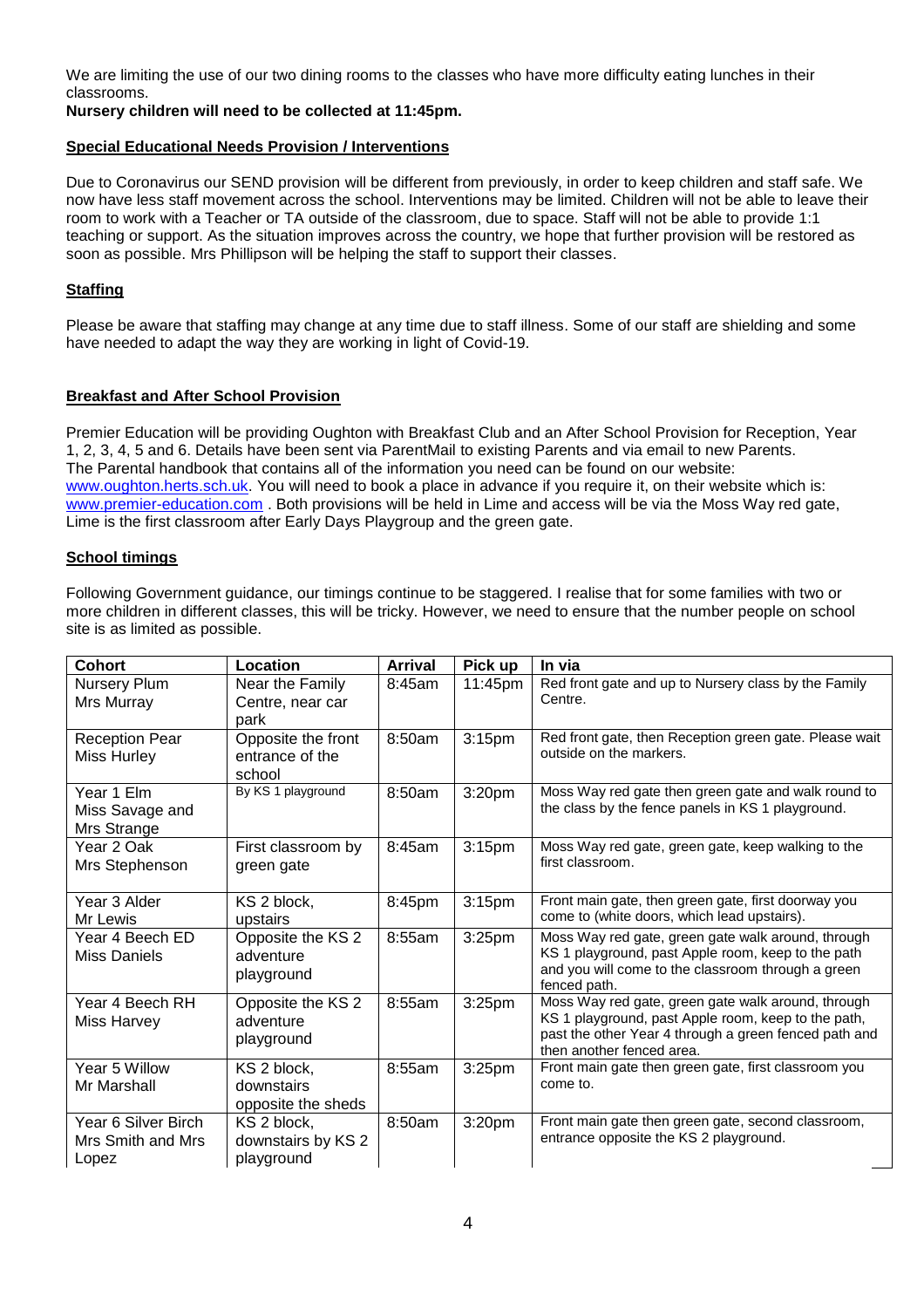We are limiting the use of our two dining rooms to the classes who have more difficulty eating lunches in their classrooms.

**Nursery children will need to be collected at 11:45pm.**

## Special Educational Needs Provision / Interventions

Due to Coronavirus our SEND provision will be different from previously, in order to keep children and staff safe. We now have less staff movement across the school. Interventions may be limited. Children will not be able to leave their room to work with a Teacher or TA outside of the classroom, due to space. Staff will not be able to provide 1:1 teaching or support. As the situation improves across the country, we hope that further provision will be restored as soon as possible. Mrs Phillipson will be helping the staff to support their classes.

## Staffing

Please be aware that staffing may change at any time due to staff illness. Some of our staff are shielding and some have needed to adapt the way they are working in light of Covid-19.

## Breakfast and After School Provision

Premier Education will be providing Oughton with Breakfast Club and an After School Provision for Reception, Year 1, 2, 3, 4, 5 and 6. Details have been sent via ParentMail to existing Parents and via email to new Parents. The Parental handbook that contains all of the information you need can be found on our website: www.oughton.herts.sch.uk. You will need to book a place in advance if you require it, on their website which is: www.premier-education.com . Both provisions will be held in Lime and access will be via the Moss Way red gate, Lime is the first classroom after Early Days Playgroup and the green gate.

## School timings

Following Government guidance, our timings continue to be staggered. I realise that for some families with two or more children in different classes, this will be tricky. However, we need to ensure that the number people on school site is as limited as possible.

| Cohort | Location | Arrival | Pick up | In via |
|---|---|---|---|---|
| Nursery Plum Mrs Murray | Near the Family Centre, near car park | 8:45am | 11:45pm | Red front gate and up to Nursery class by the Family Centre. |
| Reception Pear Miss Hurley | Opposite the front entrance of the school | 8:50am | 3:15pm | Red front gate, then Reception green gate. Please wait outside on the markers. |
| Year 1 Elm Miss Savage and Mrs Strange | By KS 1 playground | 8:50am | 3:20pm | Moss Way red gate then green gate and walk round to the class by the fence panels in KS 1 playground. |
| Year 2 Oak Mrs Stephenson | First classroom by green gate | 8:45am | 3:15pm | Moss Way red gate, green gate, keep walking to the first classroom. |
| Year 3 Alder Mr Lewis | KS 2 block, upstairs | 8:45pm | 3:15pm | Front main gate, then green gate, first doorway you come to (white doors, which lead upstairs). |
| Year 4 Beech ED Miss Daniels | Opposite the KS 2 adventure playground | 8:55am | 3:25pm | Moss Way red gate, green gate walk around, through KS 1 playground, past Apple room, keep to the path and you will come to the classroom through a green fenced path. |
| Year 4 Beech RH Miss Harvey | Opposite the KS 2 adventure playground | 8:55am | 3:25pm | Moss Way red gate, green gate walk around, through KS 1 playground, past Apple room, keep to the path, past the other Year 4 through a green fenced path and then another fenced area. |
| Year 5 Willow Mr Marshall | KS 2 block, downstairs opposite the sheds | 8:55am | 3:25pm | Front main gate then green gate, first classroom you come to. |
| Year 6 Silver Birch Mrs Smith and Mrs Lopez | KS 2 block, downstairs by KS 2 playground | 8:50am | 3:20pm | Front main gate then green gate, second classroom, entrance opposite the KS 2 playground. |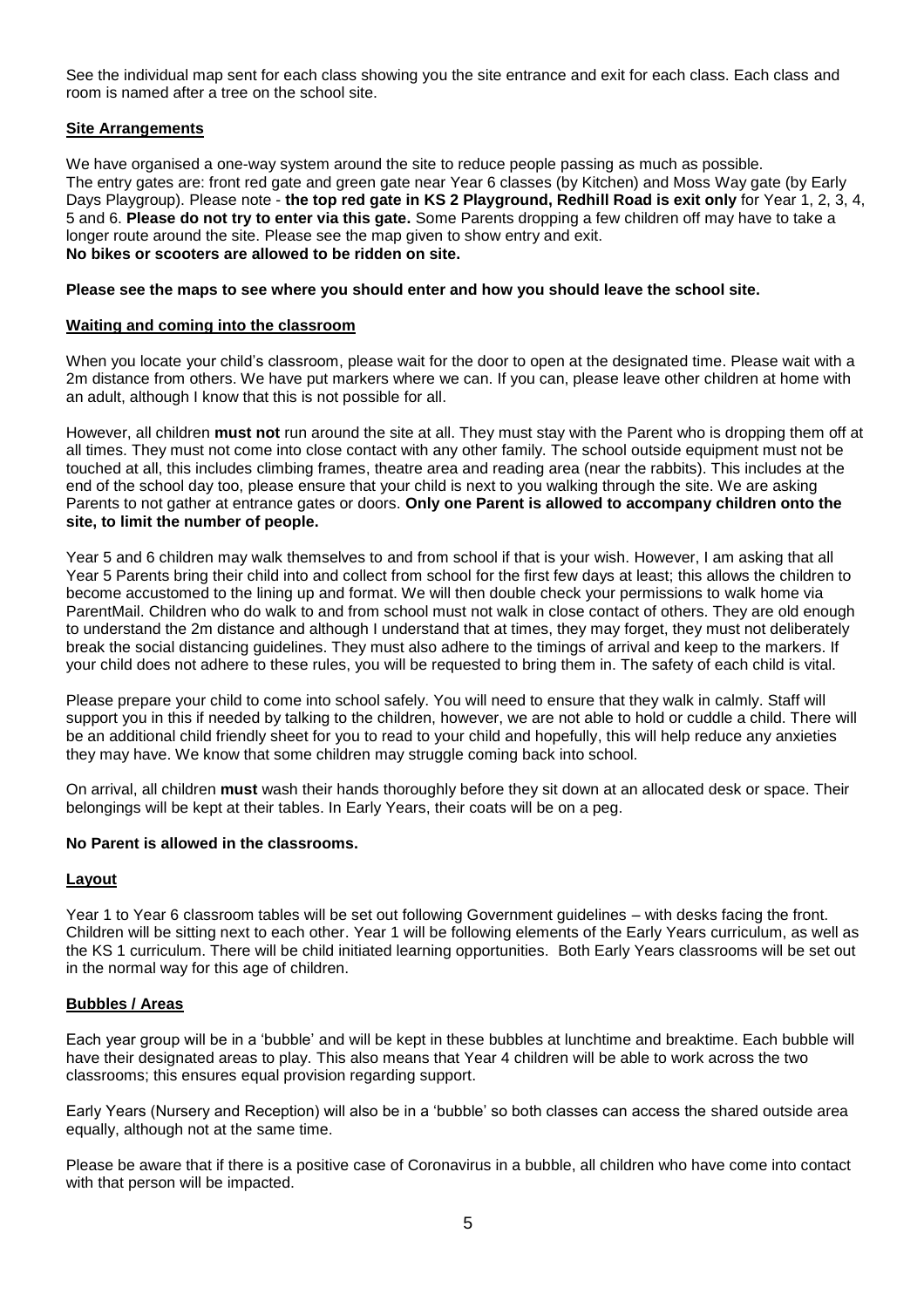See the individual map sent for each class showing you the site entrance and exit for each class. Each class and room is named after a tree on the school site.

## Site Arrangements

We have organised a one-way system around the site to reduce people passing as much as possible. The entry gates are: front red gate and green gate near Year 6 classes (by Kitchen) and Moss Way gate (by Early Days Playgroup). Please note - **the top red gate in KS 2 Playground, Redhill Road is exit only** for Year 1, 2, 3, 4, 5 and 6. **Please do not try to enter via this gate.** Some Parents dropping a few children off may have to take a longer route around the site. Please see the map given to show entry and exit.
**No bikes or scooters are allowed to be ridden on site.**

**Please see the maps to see where you should enter and how you should leave the school site.**

## Waiting and coming into the classroom

When you locate your child's classroom, please wait for the door to open at the designated time. Please wait with a 2m distance from others. We have put markers where we can. If you can, please leave other children at home with an adult, although I know that this is not possible for all.

However, all children **must not** run around the site at all. They must stay with the Parent who is dropping them off at all times. They must not come into close contact with any other family. The school outside equipment must not be touched at all, this includes climbing frames, theatre area and reading area (near the rabbits). This includes at the end of the school day too, please ensure that your child is next to you walking through the site. We are asking Parents to not gather at entrance gates or doors. **Only one Parent is allowed to accompany children onto the site, to limit the number of people.**

Year 5 and 6 children may walk themselves to and from school if that is your wish. However, I am asking that all Year 5 Parents bring their child into and collect from school for the first few days at least; this allows the children to become accustomed to the lining up and format. We will then double check your permissions to walk home via ParentMail. Children who do walk to and from school must not walk in close contact of others. They are old enough to understand the 2m distance and although I understand that at times, they may forget, they must not deliberately break the social distancing guidelines. They must also adhere to the timings of arrival and keep to the markers. If your child does not adhere to these rules, you will be requested to bring them in. The safety of each child is vital.

Please prepare your child to come into school safely. You will need to ensure that they walk in calmly. Staff will support you in this if needed by talking to the children, however, we are not able to hold or cuddle a child. There will be an additional child friendly sheet for you to read to your child and hopefully, this will help reduce any anxieties they may have. We know that some children may struggle coming back into school.

On arrival, all children **must** wash their hands thoroughly before they sit down at an allocated desk or space. Their belongings will be kept at their tables. In Early Years, their coats will be on a peg.

**No Parent is allowed in the classrooms.**

## Layout

Year 1 to Year 6 classroom tables will be set out following Government guidelines – with desks facing the front. Children will be sitting next to each other. Year 1 will be following elements of the Early Years curriculum, as well as the KS 1 curriculum. There will be child initiated learning opportunities. Both Early Years classrooms will be set out in the normal way for this age of children.

## Bubbles / Areas

Each year group will be in a 'bubble' and will be kept in these bubbles at lunchtime and breaktime. Each bubble will have their designated areas to play. This also means that Year 4 children will be able to work across the two classrooms; this ensures equal provision regarding support.

Early Years (Nursery and Reception) will also be in a 'bubble' so both classes can access the shared outside area equally, although not at the same time.

Please be aware that if there is a positive case of Coronavirus in a bubble, all children who have come into contact with that person will be impacted.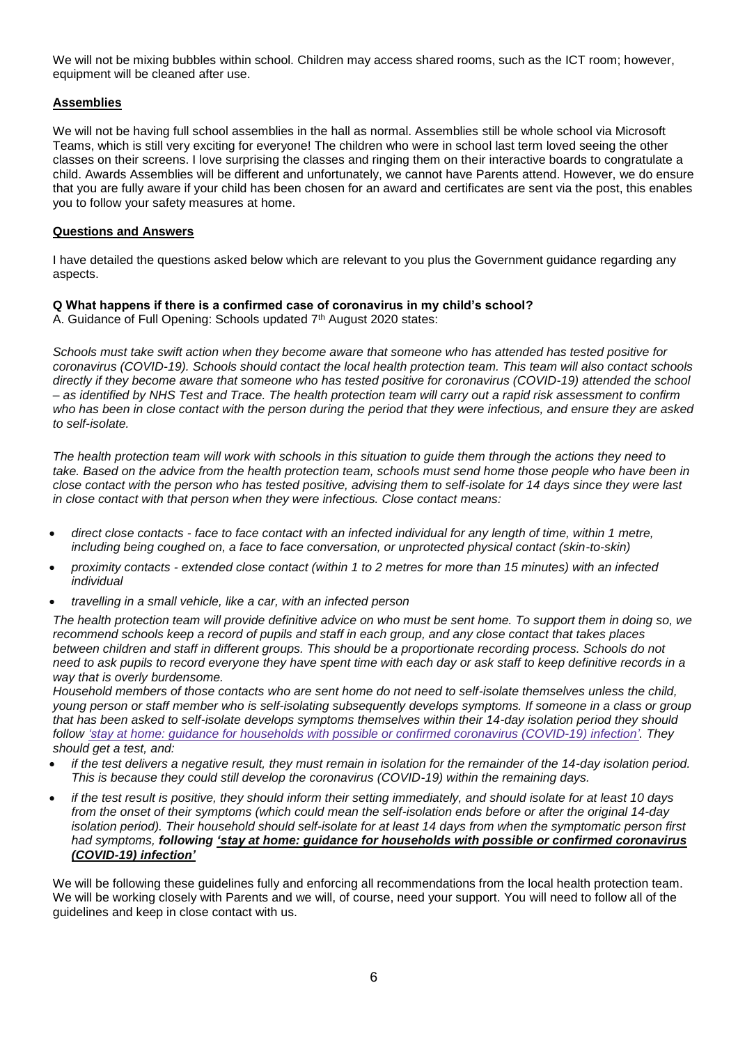We will not be mixing bubbles within school. Children may access shared rooms, such as the ICT room; however, equipment will be cleaned after use.

## Assemblies

We will not be having full school assemblies in the hall as normal. Assemblies still be whole school via Microsoft Teams, which is still very exciting for everyone! The children who were in school last term loved seeing the other classes on their screens. I love surprising the classes and ringing them on their interactive boards to congratulate a child. Awards Assemblies will be different and unfortunately, we cannot have Parents attend. However, we do ensure that you are fully aware if your child has been chosen for an award and certificates are sent via the post, this enables you to follow your safety measures at home.

## Questions and Answers

I have detailed the questions asked below which are relevant to you plus the Government guidance regarding any aspects.

**Q What happens if there is a confirmed case of coronavirus in my child's school?**

A. Guidance of Full Opening: Schools updated 7th August 2020 states:

*Schools must take swift action when they become aware that someone who has attended has tested positive for coronavirus (COVID-19). Schools should contact the local health protection team. This team will also contact schools directly if they become aware that someone who has tested positive for coronavirus (COVID-19) attended the school – as identified by NHS Test and Trace. The health protection team will carry out a rapid risk assessment to confirm who has been in close contact with the person during the period that they were infectious, and ensure they are asked to self-isolate.*

*The health protection team will work with schools in this situation to guide them through the actions they need to take. Based on the advice from the health protection team, schools must send home those people who have been in close contact with the person who has tested positive, advising them to self-isolate for 14 days since they were last in close contact with that person when they were infectious. Close contact means:*

- *direct close contacts - face to face contact with an infected individual for any length of time, within 1 metre, including being coughed on, a face to face conversation, or unprotected physical contact (skin-to-skin)*
- *proximity contacts - extended close contact (within 1 to 2 metres for more than 15 minutes) with an infected individual*
- *travelling in a small vehicle, like a car, with an infected person*

*The health protection team will provide definitive advice on who must be sent home. To support them in doing so, we recommend schools keep a record of pupils and staff in each group, and any close contact that takes places between children and staff in different groups. This should be a proportionate recording process. Schools do not need to ask pupils to record everyone they have spent time with each day or ask staff to keep definitive records in a way that is overly burdensome.*

*Household members of those contacts who are sent home do not need to self-isolate themselves unless the child, young person or staff member who is self-isolating subsequently develops symptoms. If someone in a class or group that has been asked to self-isolate develops symptoms themselves within their 14-day isolation period they should follow 'stay at home: guidance for households with possible or confirmed coronavirus (COVID-19) infection'. They should get a test, and:*

- *if the test delivers a negative result, they must remain in isolation for the remainder of the 14-day isolation period. This is because they could still develop the coronavirus (COVID-19) within the remaining days.*
- *if the test result is positive, they should inform their setting immediately, and should isolate for at least 10 days from the onset of their symptoms (which could mean the self-isolation ends before or after the original 14-day isolation period). Their household should self-isolate for at least 14 days from when the symptomatic person first had symptoms,* ***following 'stay at home: guidance for households with possible or confirmed coronavirus (COVID-19) infection'***

We will be following these guidelines fully and enforcing all recommendations from the local health protection team. We will be working closely with Parents and we will, of course, need your support. You will need to follow all of the guidelines and keep in close contact with us.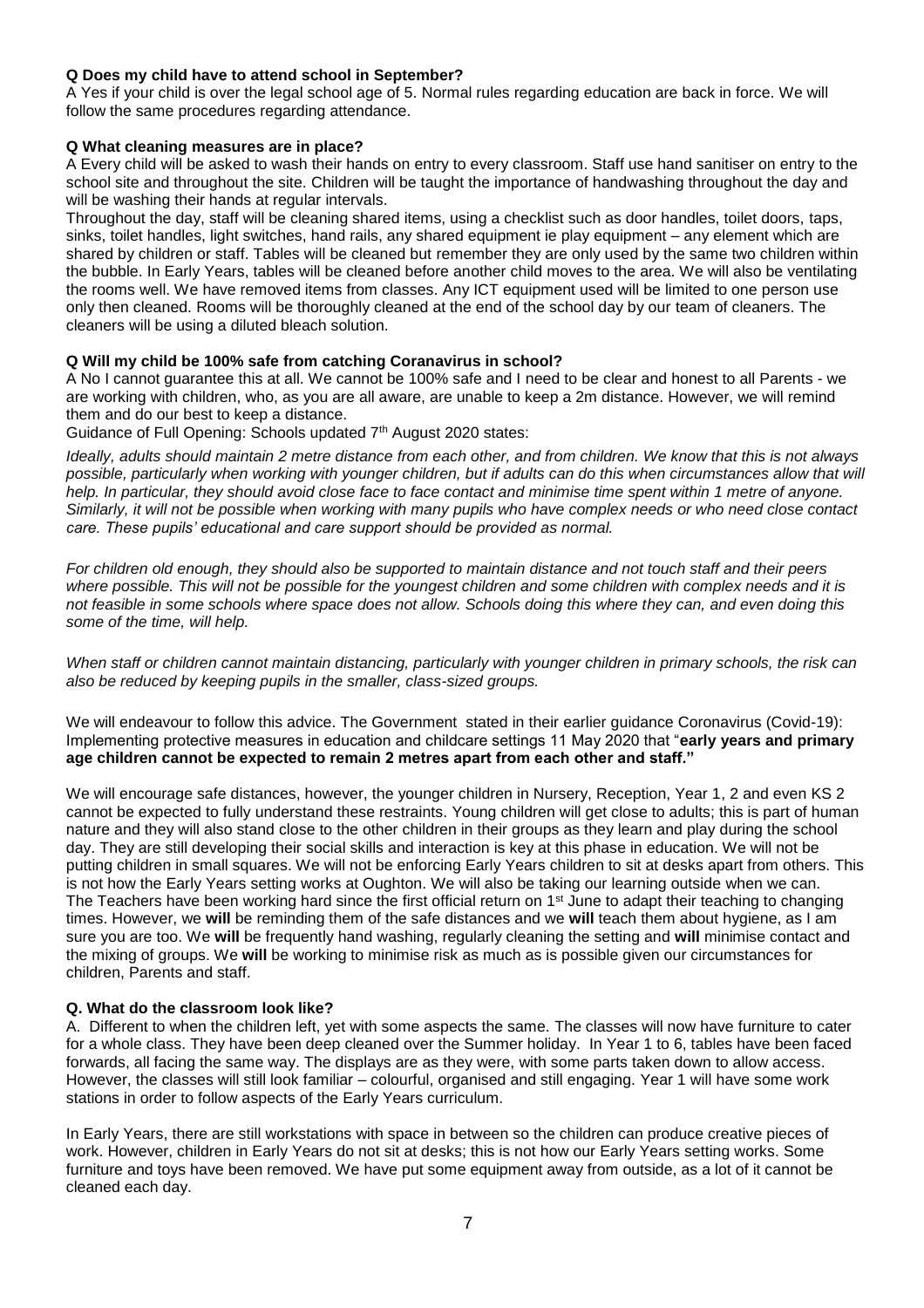**Q Does my child have to attend school in September?**

A Yes if your child is over the legal school age of 5. Normal rules regarding education are back in force. We will follow the same procedures regarding attendance.

**Q What cleaning measures are in place?**

A Every child will be asked to wash their hands on entry to every classroom. Staff use hand sanitiser on entry to the school site and throughout the site. Children will be taught the importance of handwashing throughout the day and will be washing their hands at regular intervals.

Throughout the day, staff will be cleaning shared items, using a checklist such as door handles, toilet doors, taps, sinks, toilet handles, light switches, hand rails, any shared equipment ie play equipment – any element which are shared by children or staff. Tables will be cleaned but remember they are only used by the same two children within the bubble. In Early Years, tables will be cleaned before another child moves to the area. We will also be ventilating the rooms well. We have removed items from classes. Any ICT equipment used will be limited to one person use only then cleaned. Rooms will be thoroughly cleaned at the end of the school day by our team of cleaners. The cleaners will be using a diluted bleach solution.

**Q Will my child be 100% safe from catching Coranavirus in school?**

A No I cannot guarantee this at all. We cannot be 100% safe and I need to be clear and honest to all Parents - we are working with children, who, as you are all aware, are unable to keep a 2m distance. However, we will remind them and do our best to keep a distance.

Guidance of Full Opening: Schools updated 7th August 2020 states:

*Ideally, adults should maintain 2 metre distance from each other, and from children. We know that this is not always possible, particularly when working with younger children, but if adults can do this when circumstances allow that will help. In particular, they should avoid close face to face contact and minimise time spent within 1 metre of anyone. Similarly, it will not be possible when working with many pupils who have complex needs or who need close contact care. These pupils' educational and care support should be provided as normal.*

*For children old enough, they should also be supported to maintain distance and not touch staff and their peers where possible. This will not be possible for the youngest children and some children with complex needs and it is not feasible in some schools where space does not allow. Schools doing this where they can, and even doing this some of the time, will help.*

*When staff or children cannot maintain distancing, particularly with younger children in primary schools, the risk can also be reduced by keeping pupils in the smaller, class-sized groups.*

We will endeavour to follow this advice. The Government stated in their earlier guidance Coronavirus (Covid-19): Implementing protective measures in education and childcare settings 11 May 2020 that "**early years and primary age children cannot be expected to remain 2 metres apart from each other and staff.**"

We will encourage safe distances, however, the younger children in Nursery, Reception, Year 1, 2 and even KS 2 cannot be expected to fully understand these restraints. Young children will get close to adults; this is part of human nature and they will also stand close to the other children in their groups as they learn and play during the school day. They are still developing their social skills and interaction is key at this phase in education. We will not be putting children in small squares. We will not be enforcing Early Years children to sit at desks apart from others. This is not how the Early Years setting works at Oughton. We will also be taking our learning outside when we can. The Teachers have been working hard since the first official return on 1st June to adapt their teaching to changing times. However, we **will** be reminding them of the safe distances and we **will** teach them about hygiene, as I am sure you are too. We **will** be frequently hand washing, regularly cleaning the setting and **will** minimise contact and the mixing of groups. We **will** be working to minimise risk as much as is possible given our circumstances for children, Parents and staff.

**Q. What do the classroom look like?**

A. Different to when the children left, yet with some aspects the same. The classes will now have furniture to cater for a whole class. They have been deep cleaned over the Summer holiday. In Year 1 to 6, tables have been faced forwards, all facing the same way. The displays are as they were, with some parts taken down to allow access. However, the classes will still look familiar – colourful, organised and still engaging. Year 1 will have some work stations in order to follow aspects of the Early Years curriculum.

In Early Years, there are still workstations with space in between so the children can produce creative pieces of work. However, children in Early Years do not sit at desks; this is not how our Early Years setting works. Some furniture and toys have been removed. We have put some equipment away from outside, as a lot of it cannot be cleaned each day.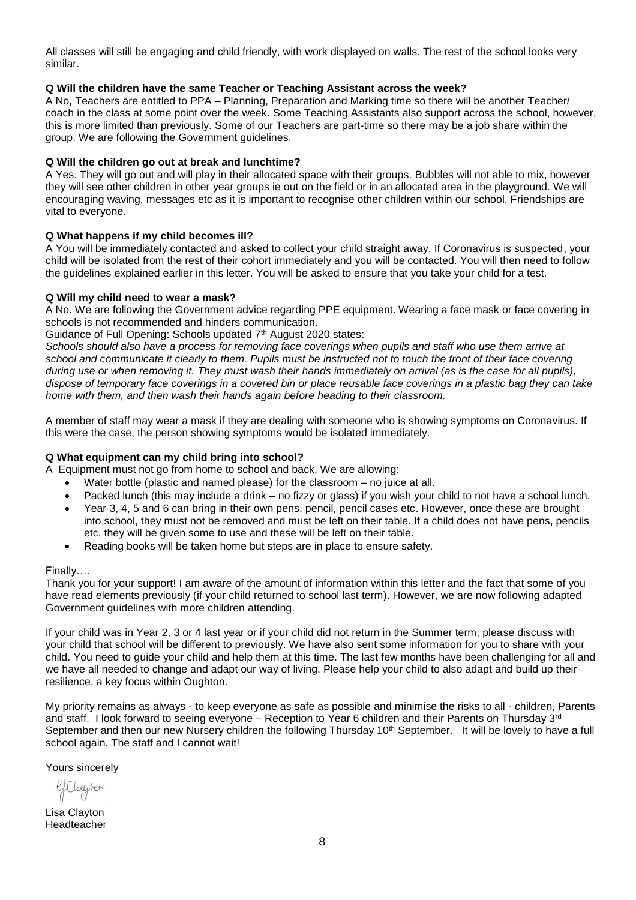All classes will still be engaging and child friendly, with work displayed on walls. The rest of the school looks very similar.

**Q Will the children have the same Teacher or Teaching Assistant across the week?**

A No, Teachers are entitled to PPA – Planning, Preparation and Marking time so there will be another Teacher/ coach in the class at some point over the week. Some Teaching Assistants also support across the school, however, this is more limited than previously. Some of our Teachers are part-time so there may be a job share within the group. We are following the Government guidelines.

**Q Will the children go out at break and lunchtime?**

A Yes. They will go out and will play in their allocated space with their groups. Bubbles will not able to mix, however they will see other children in other year groups ie out on the field or in an allocated area in the playground. We will encouraging waving, messages etc as it is important to recognise other children within our school. Friendships are vital to everyone.

**Q What happens if my child becomes ill?**

A You will be immediately contacted and asked to collect your child straight away. If Coronavirus is suspected, your child will be isolated from the rest of their cohort immediately and you will be contacted. You will then need to follow the guidelines explained earlier in this letter. You will be asked to ensure that you take your child for a test.

**Q Will my child need to wear a mask?**

A No. We are following the Government advice regarding PPE equipment. Wearing a face mask or face covering in schools is not recommended and hinders communication.

Guidance of Full Opening: Schools updated 7th August 2020 states:

*Schools should also have a process for removing face coverings when pupils and staff who use them arrive at school and communicate it clearly to them. Pupils must be instructed not to touch the front of their face covering during use or when removing it. They must wash their hands immediately on arrival (as is the case for all pupils), dispose of temporary face coverings in a covered bin or place reusable face coverings in a plastic bag they can take home with them, and then wash their hands again before heading to their classroom.*

A member of staff may wear a mask if they are dealing with someone who is showing symptoms on Coronavirus. If this were the case, the person showing symptoms would be isolated immediately.

**Q What equipment can my child bring into school?**

A Equipment must not go from home to school and back. We are allowing:

- Water bottle (plastic and named please) for the classroom – no juice at all.
- Packed lunch (this may include a drink – no fizzy or glass) if you wish your child to not have a school lunch.
- Year 3, 4, 5 and 6 can bring in their own pens, pencil, pencil cases etc. However, once these are brought into school, they must not be removed and must be left on their table. If a child does not have pens, pencils etc, they will be given some to use and these will be left on their table.
- Reading books will be taken home but steps are in place to ensure safety.

Finally….

Thank you for your support! I am aware of the amount of information within this letter and the fact that some of you have read elements previously (if your child returned to school last term). However, we are now following adapted Government guidelines with more children attending.

If your child was in Year 2, 3 or 4 last year or if your child did not return in the Summer term, please discuss with your child that school will be different to previously. We have also sent some information for you to share with your child. You need to guide your child and help them at this time. The last few months have been challenging for all and we have all needed to change and adapt our way of living. Please help your child to also adapt and build up their resilience, a key focus within Oughton.

My priority remains as always - to keep everyone as safe as possible and minimise the risks to all - children, Parents and staff. I look forward to seeing everyone – Reception to Year 6 children and their Parents on Thursday 3rd September and then our new Nursery children the following Thursday 10th September. It will be lovely to have a full school again. The staff and I cannot wait!

Yours sincerely

Lisa Clayton
Headteacher